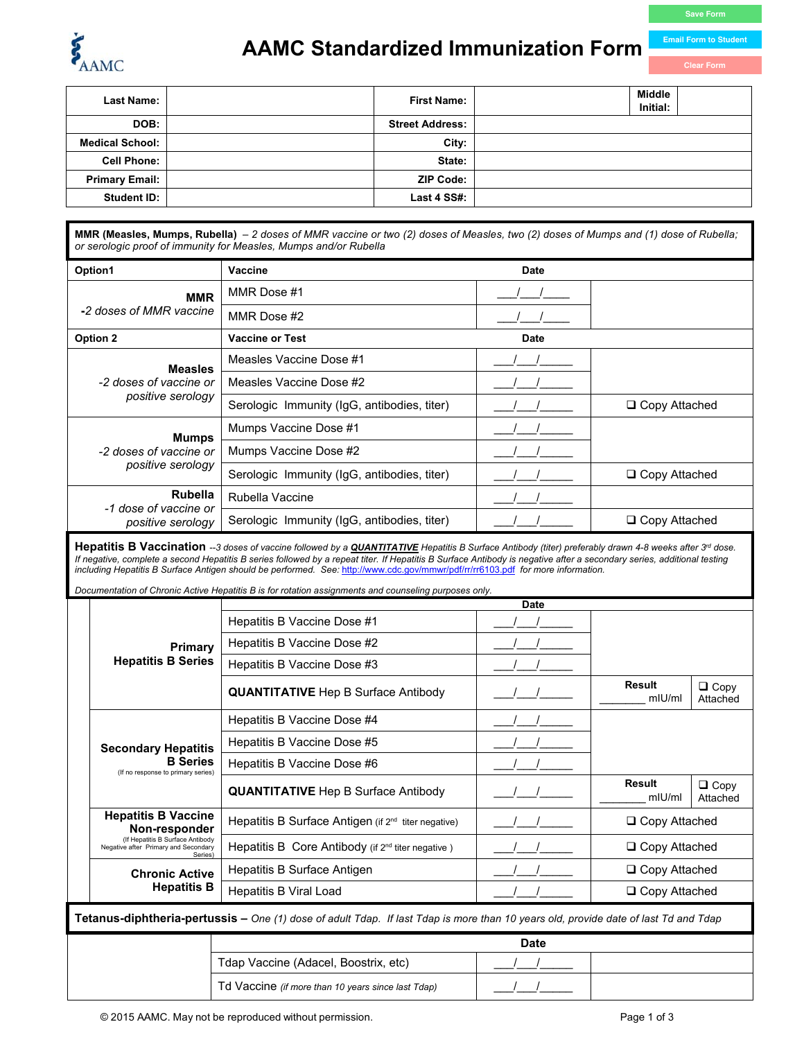# AAMC Standardized Immunization Form

Save Form | Email Form to Student | Clear Form

| Last Name: | | First Name: | | Middle Initial: | |
|---|---|---|---|---|---|
| DOB: | | Street Address: | | | |
| Medical School: | | City: | | | |
| Cell Phone: | | State: | | | |
| Primary Email: | | ZIP Code: | | | |
| Student ID: | | Last 4 SS#: | | | |

**MMR (Measles, Mumps, Rubella)** – *2 doses of MMR vaccine or two (2) doses of Measles, two (2) doses of Mumps and (1) dose of Rubella; or serologic proof of immunity for Measles, Mumps and/or Rubella*

| Option1 | Vaccine | Date | |
|---|---|---|---|
| **MMR** *-2 doses of MMR vaccine* | MMR Dose #1 | ___/___/____ | |
| | MMR Dose #2 | ___/___/____ | |
| **Option 2** | **Vaccine or Test** | **Date** | |
| **Measles** *-2 doses of vaccine or positive serology* | Measles Vaccine Dose #1 | ___/___/_____ | |
| | Measles Vaccine Dose #2 | ___/___/_____ | |
| | Serologic Immunity (IgG, antibodies, titer) | ___/___/_____ | ❑ Copy Attached |
| **Mumps** *-2 doses of vaccine or positive serology* | Mumps Vaccine Dose #1 | ___/___/_____ | |
| | Mumps Vaccine Dose #2 | ___/___/_____ | |
| | Serologic Immunity (IgG, antibodies, titer) | ___/___/_____ | ❑ Copy Attached |
| **Rubella** *-1 dose of vaccine or positive serology* | Rubella Vaccine | ___/___/_____ | |
| | Serologic Immunity (IgG, antibodies, titer) | ___/___/_____ | ❑ Copy Attached |

**Hepatitis B Vaccination** --*3 doses of vaccine followed by a* ***QUANTITATIVE*** *Hepatitis B Surface Antibody (titer) preferably drawn 4-8 weeks after 3rd dose. If negative, complete a second Hepatitis B series followed by a repeat titer. If Hepatitis B Surface Antibody is negative after a secondary series, additional testing including Hepatitis B Surface Antigen should be performed. See:* http://www.cdc.gov/mmwr/pdf/rr/rr6103.pdf *for more information.*

*Documentation of Chronic Active Hepatitis B is for rotation assignments and counseling purposes only.*

| | | Date | | |
|---|---|---|---|---|
| **Primary Hepatitis B Series** | Hepatitis B Vaccine Dose #1 | ___/___/_____ | | |
| | Hepatitis B Vaccine Dose #2 | ___/___/_____ | | |
| | Hepatitis B Vaccine Dose #3 | ___/___/_____ | | |
| | **QUANTITATIVE** Hep B Surface Antibody | ___/___/_____ | Result ________ mIU/ml | ❑ Copy Attached |
| **Secondary Hepatitis B Series** (If no response to primary series) | Hepatitis B Vaccine Dose #4 | ___/___/_____ | | |
| | Hepatitis B Vaccine Dose #5 | ___/___/_____ | | |
| | Hepatitis B Vaccine Dose #6 | ___/___/_____ | | |
| | **QUANTITATIVE** Hep B Surface Antibody | ___/___/_____ | Result ________ mIU/ml | ❑ Copy Attached |
| **Hepatitis B Vaccine Non-responder** (If Hepatitis B Surface Antibody Negative after Primary and Secondary Series) | Hepatitis B Surface Antigen (if 2nd titer negative) | ___/___/_____ | ❑ Copy Attached | |
| | Hepatitis B Core Antibody (if 2nd titer negative ) | ___/___/_____ | ❑ Copy Attached | |
| **Chronic Active Hepatitis B** | Hepatitis B Surface Antigen | ___/___/_____ | ❑ Copy Attached | |
| | Hepatitis B Viral Load | ___/___/_____ | ❑ Copy Attached | |

**Tetanus-diphtheria-pertussis –** *One (1) dose of adult Tdap. If last Tdap is more than 10 years old, provide date of last Td and Tdap*

| | | Date | |
|---|---|---|---|
| | Tdap Vaccine (Adacel, Boostrix, etc) | ___/___/_____ | |
| | Td Vaccine *(if more than 10 years since last Tdap)* | ___/___/_____ | |

© 2015 AAMC. May not be reproduced without permission.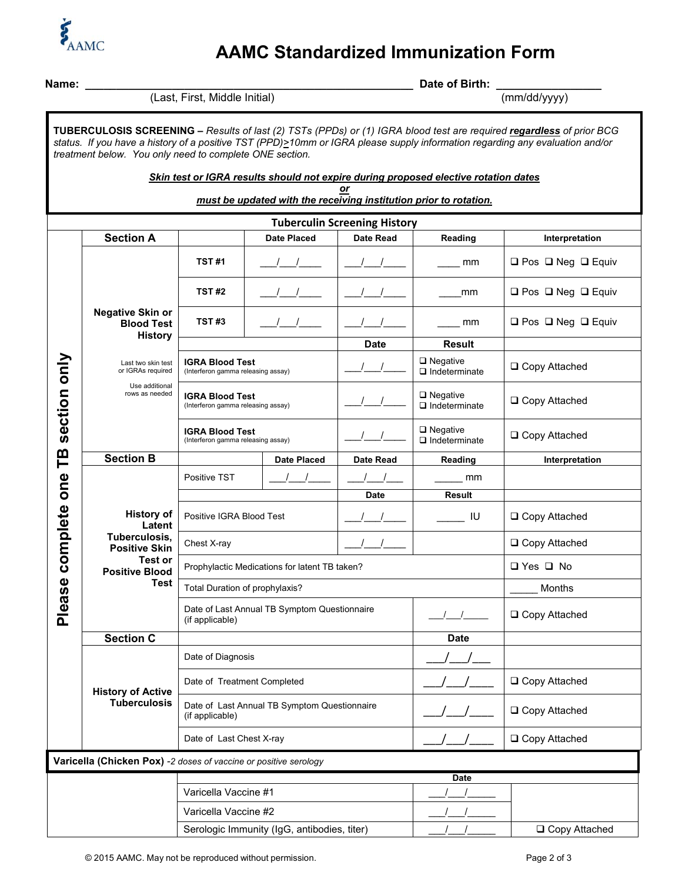# AAMC Standardized Immunization Form

**Name:** ______________________________________________ **Date of Birth:** ________________

(Last, First, Middle Initial) (mm/dd/yyyy)

**TUBERCULOSIS SCREENING –** *Results of last (2) TSTs (PPDs) or (1) IGRA blood test are required* ***regardless*** *of prior BCG status. If you have a history of a positive TST (PPD)≥10mm or IGRA please supply information regarding any evaluation and/or treatment below. You only need to complete ONE section.*

***Skin test or IGRA results should not expire during proposed elective rotation dates***

***or***

***must be updated with the receiving institution prior to rotation.***

**Tuberculin Screening History** — *Please complete one TB section only*

| **Section A** | | **Date Placed** | **Date Read** | **Reading** | **Interpretation** |
|---|---|---|---|---|---|
| **Negative Skin or Blood Test History** | **TST #1** | ___/___/____ | ___/___/____ | ____ mm | ❑ Pos ❑ Neg ❑ Equiv |
| Last two skin test or IGRAs required | **TST #2** | ___/___/____ | ___/___/____ | ____mm | ❑ Pos ❑ Neg ❑ Equiv |
| Use additional rows as needed | **TST #3** | ___/___/____ | ___/___/____ | ____ mm | ❑ Pos ❑ Neg ❑ Equiv |
| | | | **Date** | **Result** | |
| | **IGRA Blood Test** (Interferon gamma releasing assay) | | ___/___/____ | ❑ Negative ❑ Indeterminate | ❑ Copy Attached |
| | **IGRA Blood Test** (Interferon gamma releasing assay) | | ___/___/____ | ❑ Negative ❑ Indeterminate | ❑ Copy Attached |
| | **IGRA Blood Test** (Interferon gamma releasing assay) | | ___/___/____ | ❑ Negative ❑ Indeterminate | ❑ Copy Attached |

| **Section B** | | **Date Placed** | **Date Read** | **Reading** | **Interpretation** |
|---|---|---|---|---|---|
| **History of Latent Tuberculosis, Positive Skin Test or Positive Blood Test** | Positive TST | ___/___/____ | ___/___/___ | _____ mm | |
| | | | **Date** | **Result** | |
| | Positive IGRA Blood Test | | ___/___/____ | _____ IU | ❑ Copy Attached |
| | Chest X-ray | | ___/___/____ | | ❑ Copy Attached |
| | Prophylactic Medications for latent TB taken? | | | | ❑ Yes ❑ No |
| | Total Duration of prophylaxis? | | | | _____ Months |
| | Date of Last Annual TB Symptom Questionnaire (if applicable) | | | ___/___/_____ | ❑ Copy Attached |

| **Section C** | | **Date** | |
|---|---|---|---|
| **History of Active Tuberculosis** | Date of Diagnosis | ___/___/___ | |
| | Date of Treatment Completed | ___/___/____ | ❑ Copy Attached |
| | Date of Last Annual TB Symptom Questionnaire (if applicable) | ___/___/____ | ❑ Copy Attached |
| | Date of Last Chest X-ray | ___/___/____ | ❑ Copy Attached |

**Varicella (Chicken Pox)** -*2 doses of vaccine or positive serology*

| | **Date** | |
|---|---|---|
| Varicella Vaccine #1 | ___/___/_____ | |
| Varicella Vaccine #2 | ___/___/_____ | |
| Serologic Immunity (IgG, antibodies, titer) | ___/___/_____ | ❑ Copy Attached |

© 2015 AAMC. May not be reproduced without permission.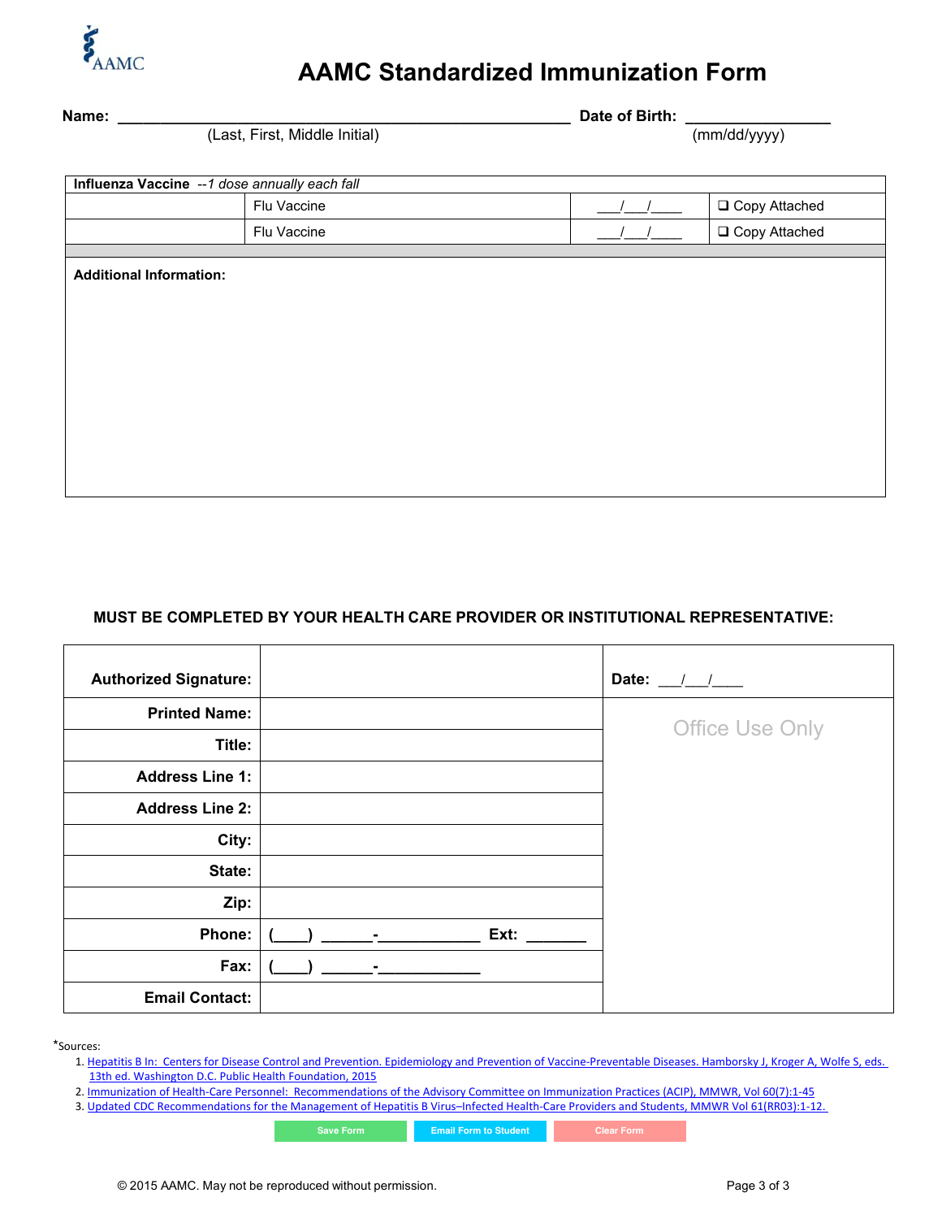# AAMC Standardized Immunization Form

**Name:** ______________________________________________ **Date of Birth:** _______________
(Last, First, Middle Initial) (mm/dd/yyyy)

| **Influenza Vaccine** --*1 dose annually each fall* | | | |
|---|---|---|---|
| | Flu Vaccine | \_\_\_/\_\_\_/\_\_\_\_ | ❑ Copy Attached |
| | Flu Vaccine | \_\_\_/\_\_\_/\_\_\_\_ | ❑ Copy Attached |

**Additional Information:**

**MUST BE COMPLETED BY YOUR HEALTH CARE PROVIDER OR INSTITUTIONAL REPRESENTATIVE:**

| | | |
|---|---|---|
| **Authorized Signature:** | | **Date:** \_\_\_/\_\_\_/\_\_\_\_ |
| **Printed Name:** | | Office Use Only |
| **Title:** | | |
| **Address Line 1:** | | |
| **Address Line 2:** | | |
| **City:** | | |
| **State:** | | |
| **Zip:** | | |
| **Phone:** | (\_\_\_\_) \_\_\_\_\_\_-\_\_\_\_\_\_\_\_\_\_\_\_ **Ext:** \_\_\_\_\_\_\_ | |
| **Fax:** | (\_\_\_\_) \_\_\_\_\_\_-\_\_\_\_\_\_\_\_\_\_\_\_ | |
| **Email Contact:** | | |

*Sources:

1. Hepatitis B In: Centers for Disease Control and Prevention. Epidemiology and Prevention of Vaccine-Preventable Diseases. Hamborsky J, Kroger A, Wolfe S, eds. 13th ed. Washington D.C. Public Health Foundation, 2015
2. Immunization of Health-Care Personnel: Recommendations of the Advisory Committee on Immunization Practices (ACIP), MMWR, Vol 60(7):1-45
3. Updated CDC Recommendations for the Management of Hepatitis B Virus–Infected Health-Care Providers and Students, MMWR Vol 61(RR03):1-12.

Save Form | Email Form to Student | Clear Form

© 2015 AAMC. May not be reproduced without permission.